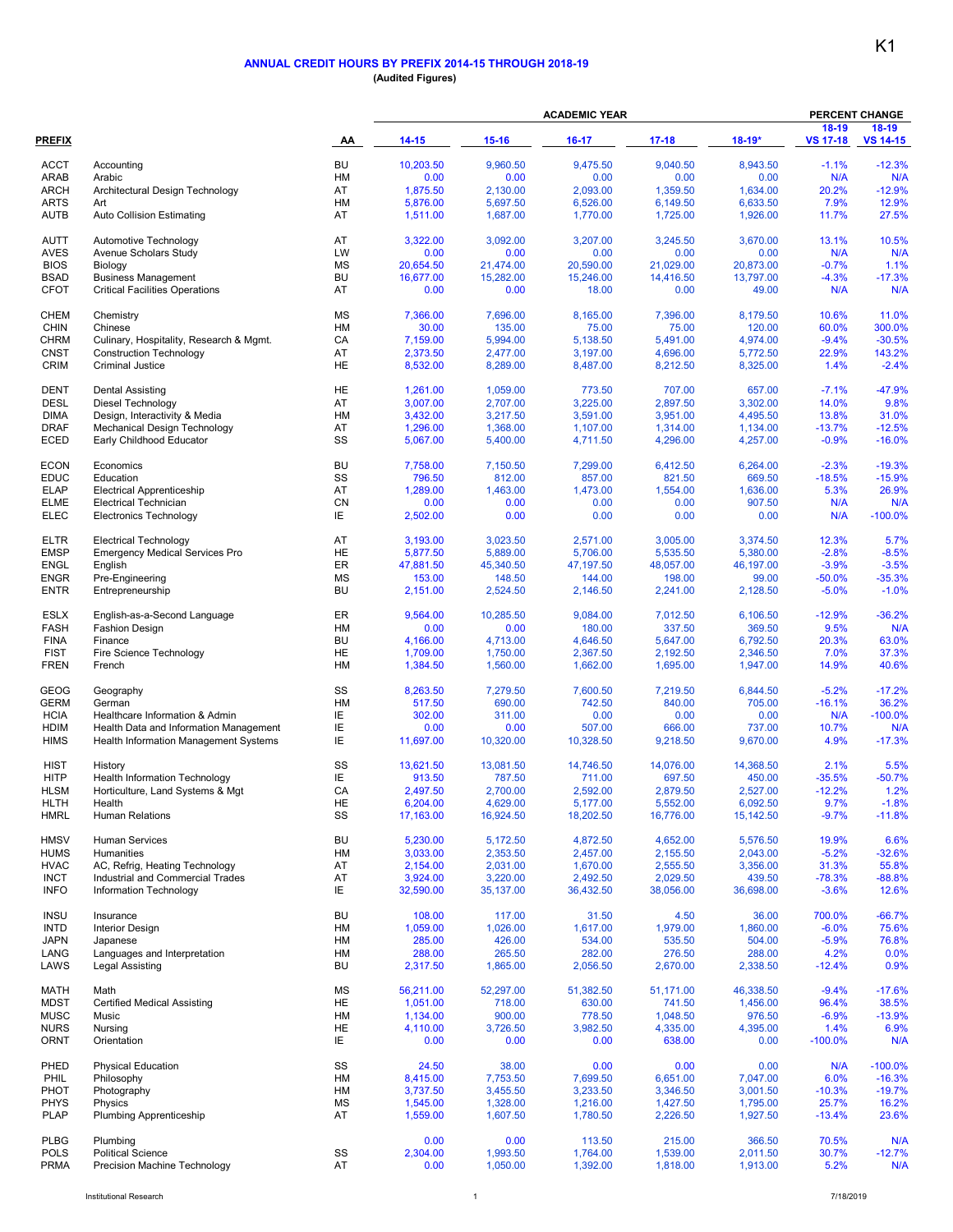K1

## ANNUAL CREDIT HOURS BY PREFIX 2014-15 THROUGH 2018-19

**(Audited Figures)**

| PREFIX | | AA | ACADEMIC YEAR | | | | | PERCENT CHANGE | |
|---|---|---|---|---|---|---|---|---|---|
| | | | 14-15 | 15-16 | 16-17 | 17-18 | 18-19* | 18-19 VS 17-18 | 18-19 VS 14-15 |
| ACCT | Accounting | BU | 10,203.50 | 9,960.50 | 9,475.50 | 9,040.50 | 8,943.50 | -1.1% | -12.3% |
| ARAB | Arabic | HM | 0.00 | 0.00 | 0.00 | 0.00 | 0.00 | N/A | N/A |
| ARCH | Architectural Design Technology | AT | 1,875.50 | 2,130.00 | 2,093.00 | 1,359.50 | 1,634.00 | 20.2% | -12.9% |
| ARTS | Art | HM | 5,876.00 | 5,697.50 | 6,526.00 | 6,149.50 | 6,633.50 | 7.9% | 12.9% |
| AUTB | Auto Collision Estimating | AT | 1,511.00 | 1,687.00 | 1,770.00 | 1,725.00 | 1,926.00 | 11.7% | 27.5% |
| AUTT | Automotive Technology | AT | 3,322.00 | 3,092.00 | 3,207.00 | 3,245.50 | 3,670.00 | 13.1% | 10.5% |
| AVES | Avenue Scholars Study | LW | 0.00 | 0.00 | 0.00 | 0.00 | 0.00 | N/A | N/A |
| BIOS | Biology | MS | 20,654.50 | 21,474.00 | 20,590.00 | 21,029.00 | 20,873.00 | -0.7% | 1.1% |
| BSAD | Business Management | BU | 16,677.00 | 15,282.00 | 15,246.00 | 14,416.50 | 13,797.00 | -4.3% | -17.3% |
| CFOT | Critical Facilities Operations | AT | 0.00 | 0.00 | 18.00 | 0.00 | 49.00 | N/A | N/A |
| CHEM | Chemistry | MS | 7,366.00 | 7,696.00 | 8,165.00 | 7,396.00 | 8,179.50 | 10.6% | 11.0% |
| CHIN | Chinese | HM | 30.00 | 135.00 | 75.00 | 75.00 | 120.00 | 60.0% | 300.0% |
| CHRM | Culinary, Hospitality, Research & Mgmt. | CA | 7,159.00 | 5,994.00 | 5,138.50 | 5,491.00 | 4,974.00 | -9.4% | -30.5% |
| CNST | Construction Technology | AT | 2,373.50 | 2,477.00 | 3,197.00 | 4,696.00 | 5,772.50 | 22.9% | 143.2% |
| CRIM | Criminal Justice | HE | 8,532.00 | 8,289.00 | 8,487.00 | 8,212.50 | 8,325.00 | 1.4% | -2.4% |
| DENT | Dental Assisting | HE | 1,261.00 | 1,059.00 | 773.50 | 707.00 | 657.00 | -7.1% | -47.9% |
| DESL | Diesel Technology | AT | 3,007.00 | 2,707.00 | 3,225.00 | 2,897.50 | 3,302.00 | 14.0% | 9.8% |
| DIMA | Design, Interactivity & Media | HM | 3,432.00 | 3,217.50 | 3,591.00 | 3,951.00 | 4,495.50 | 13.8% | 31.0% |
| DRAF | Mechanical Design Technology | AT | 1,296.00 | 1,368.00 | 1,107.00 | 1,314.00 | 1,134.00 | -13.7% | -12.5% |
| ECED | Early Childhood Educator | SS | 5,067.00 | 5,400.00 | 4,711.50 | 4,296.00 | 4,257.00 | -0.9% | -16.0% |
| ECON | Economics | BU | 7,758.00 | 7,150.50 | 7,299.00 | 6,412.50 | 6,264.00 | -2.3% | -19.3% |
| EDUC | Education | SS | 796.50 | 812.00 | 857.00 | 821.50 | 669.50 | -18.5% | -15.9% |
| ELAP | Electrical Apprenticeship | AT | 1,289.00 | 1,463.00 | 1,473.00 | 1,554.00 | 1,636.00 | 5.3% | 26.9% |
| ELME | Electrical Technician | CN | 0.00 | 0.00 | 0.00 | 0.00 | 907.50 | N/A | N/A |
| ELEC | Electronics Technology | IE | 2,502.00 | 0.00 | 0.00 | 0.00 | 0.00 | N/A | -100.0% |
| ELTR | Electrical Technology | AT | 3,193.00 | 3,023.50 | 2,571.00 | 3,005.00 | 3,374.50 | 12.3% | 5.7% |
| EMSP | Emergency Medical Services Pro | HE | 5,877.50 | 5,889.00 | 5,706.00 | 5,535.50 | 5,380.00 | -2.8% | -8.5% |
| ENGL | English | ER | 47,881.50 | 45,340.50 | 47,197.50 | 48,057.00 | 46,197.00 | -3.9% | -3.5% |
| ENGR | Pre-Engineering | MS | 153.00 | 148.50 | 144.00 | 198.00 | 99.00 | -50.0% | -35.3% |
| ENTR | Entrepreneurship | BU | 2,151.00 | 2,524.50 | 2,146.50 | 2,241.00 | 2,128.50 | -5.0% | -1.0% |
| ESLX | English-as-a-Second Language | ER | 9,564.00 | 10,285.50 | 9,084.00 | 7,012.50 | 6,106.50 | -12.9% | -36.2% |
| FASH | Fashion Design | HM | 0.00 | 0.00 | 180.00 | 337.50 | 369.50 | 9.5% | N/A |
| FINA | Finance | BU | 4,166.00 | 4,713.00 | 4,646.50 | 5,647.00 | 6,792.50 | 20.3% | 63.0% |
| FIST | Fire Science Technology | HE | 1,709.00 | 1,750.00 | 2,367.50 | 2,192.50 | 2,346.50 | 7.0% | 37.3% |
| FREN | French | HM | 1,384.50 | 1,560.00 | 1,662.00 | 1,695.00 | 1,947.00 | 14.9% | 40.6% |
| GEOG | Geography | SS | 8,263.50 | 7,279.50 | 7,600.50 | 7,219.50 | 6,844.50 | -5.2% | -17.2% |
| GERM | German | HM | 517.50 | 690.00 | 742.50 | 840.00 | 705.00 | -16.1% | 36.2% |
| HCIA | Healthcare Information & Admin | IE | 302.00 | 311.00 | 0.00 | 0.00 | 0.00 | N/A | -100.0% |
| HDIM | Health Data and Information Management | IE | 0.00 | 0.00 | 507.00 | 666.00 | 737.00 | 10.7% | N/A |
| HIMS | Health Information Management Systems | IE | 11,697.00 | 10,320.00 | 10,328.50 | 9,218.50 | 9,670.00 | 4.9% | -17.3% |
| HIST | History | SS | 13,621.50 | 13,081.50 | 14,746.50 | 14,076.00 | 14,368.50 | 2.1% | 5.5% |
| HITP | Health Information Technology | IE | 913.50 | 787.50 | 711.00 | 697.50 | 450.00 | -35.5% | -50.7% |
| HLSM | Horticulture, Land Systems & Mgt | CA | 2,497.50 | 2,700.00 | 2,592.00 | 2,879.50 | 2,527.00 | -12.2% | 1.2% |
| HLTH | Health | HE | 6,204.00 | 4,629.00 | 5,177.00 | 5,552.00 | 6,092.50 | 9.7% | -1.8% |
| HMRL | Human Relations | SS | 17,163.00 | 16,924.50 | 18,202.50 | 16,776.00 | 15,142.50 | -9.7% | -11.8% |
| HMSV | Human Services | BU | 5,230.00 | 5,172.50 | 4,872.50 | 4,652.00 | 5,576.50 | 19.9% | 6.6% |
| HUMS | Humanities | HM | 3,033.00 | 2,353.50 | 2,457.00 | 2,155.50 | 2,043.00 | -5.2% | -32.6% |
| HVAC | AC, Refrig, Heating Technology | AT | 2,154.00 | 2,031.00 | 1,670.00 | 2,555.50 | 3,356.00 | 31.3% | 55.8% |
| INCT | Industrial and Commercial Trades | AT | 3,924.00 | 3,220.00 | 2,492.50 | 2,029.50 | 439.50 | -78.3% | -88.8% |
| INFO | Information Technology | IE | 32,590.00 | 35,137.00 | 36,432.50 | 38,056.00 | 36,698.00 | -3.6% | 12.6% |
| INSU | Insurance | BU | 108.00 | 117.00 | 31.50 | 4.50 | 36.00 | 700.0% | -66.7% |
| INTD | Interior Design | HM | 1,059.00 | 1,026.00 | 1,617.00 | 1,979.00 | 1,860.00 | -6.0% | 75.6% |
| JAPN | Japanese | HM | 285.00 | 426.00 | 534.00 | 535.50 | 504.00 | -5.9% | 76.8% |
| LANG | Languages and Interpretation | HM | 288.00 | 265.50 | 282.00 | 276.50 | 288.00 | 4.2% | 0.0% |
| LAWS | Legal Assisting | BU | 2,317.50 | 1,865.00 | 2,056.50 | 2,670.00 | 2,338.50 | -12.4% | 0.9% |
| MATH | Math | MS | 56,211.00 | 52,297.00 | 51,382.50 | 51,171.00 | 46,338.50 | -9.4% | -17.6% |
| MDST | Certified Medical Assisting | HE | 1,051.00 | 718.00 | 630.00 | 741.50 | 1,456.00 | 96.4% | 38.5% |
| MUSC | Music | HM | 1,134.00 | 900.00 | 778.50 | 1,048.50 | 976.50 | -6.9% | -13.9% |
| NURS | Nursing | HE | 4,110.00 | 3,726.50 | 3,982.50 | 4,335.00 | 4,395.00 | 1.4% | 6.9% |
| ORNT | Orientation | IE | 0.00 | 0.00 | 0.00 | 638.00 | 0.00 | -100.0% | N/A |
| PHED | Physical Education | SS | 24.50 | 38.00 | 0.00 | 0.00 | 0.00 | N/A | -100.0% |
| PHIL | Philosophy | HM | 8,415.00 | 7,753.50 | 7,699.50 | 6,651.00 | 7,047.00 | 6.0% | -16.3% |
| PHOT | Photography | HM | 3,737.50 | 3,455.50 | 3,233.50 | 3,346.50 | 3,001.50 | -10.3% | -19.7% |
| PHYS | Physics | MS | 1,545.00 | 1,328.00 | 1,216.00 | 1,427.50 | 1,795.00 | 25.7% | 16.2% |
| PLAP | Plumbing Apprenticeship | AT | 1,559.00 | 1,607.50 | 1,780.50 | 2,226.50 | 1,927.50 | -13.4% | 23.6% |
| PLBG | Plumbing | | 0.00 | 0.00 | 113.50 | 215.00 | 366.50 | 70.5% | N/A |
| POLS | Political Science | SS | 2,304.00 | 1,993.50 | 1,764.00 | 1,539.00 | 2,011.50 | 30.7% | -12.7% |
| PRMA | Precision Machine Technology | AT | 0.00 | 1,050.00 | 1,392.00 | 1,818.00 | 1,913.00 | 5.2% | N/A |

Institutional Research 7/18/2019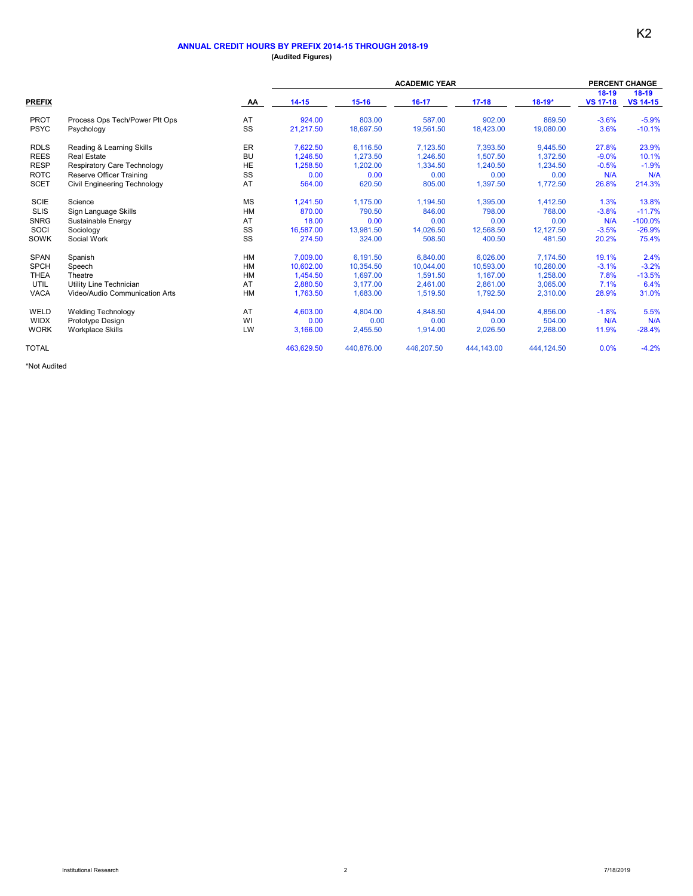K2

**ANNUAL CREDIT HOURS BY PREFIX 2014-15 THROUGH 2018-19**

**(Audited Figures)**

| | | | ACADEMIC YEAR | | | | | PERCENT CHANGE | |
|---|---|---|---|---|---|---|---|---|---|
| **PREFIX** | | **AA** | **14-15** | **15-16** | **16-17** | **17-18** | **18-19*** | **18-19 VS 17-18** | **18-19 VS 14-15** |
| PROT | Process Ops Tech/Power Plt Ops | AT | 924.00 | 803.00 | 587.00 | 902.00 | 869.50 | -3.6% | -5.9% |
| PSYC | Psychology | SS | 21,217.50 | 18,697.50 | 19,561.50 | 18,423.00 | 19,080.00 | 3.6% | -10.1% |
| RDLS | Reading & Learning Skills | ER | 7,622.50 | 6,116.50 | 7,123.50 | 7,393.50 | 9,445.50 | 27.8% | 23.9% |
| REES | Real Estate | BU | 1,246.50 | 1,273.50 | 1,246.50 | 1,507.50 | 1,372.50 | -9.0% | 10.1% |
| RESP | Respiratory Care Technology | HE | 1,258.50 | 1,202.00 | 1,334.50 | 1,240.50 | 1,234.50 | -0.5% | -1.9% |
| ROTC | Reserve Officer Training | SS | 0.00 | 0.00 | 0.00 | 0.00 | 0.00 | N/A | N/A |
| SCET | Civil Engineering Technology | AT | 564.00 | 620.50 | 805.00 | 1,397.50 | 1,772.50 | 26.8% | 214.3% |
| SCIE | Science | MS | 1,241.50 | 1,175.00 | 1,194.50 | 1,395.00 | 1,412.50 | 1.3% | 13.8% |
| SLIS | Sign Language Skills | HM | 870.00 | 790.50 | 846.00 | 798.00 | 768.00 | -3.8% | -11.7% |
| SNRG | Sustainable Energy | AT | 18.00 | 0.00 | 0.00 | 0.00 | 0.00 | N/A | -100.0% |
| SOCI | Sociology | SS | 16,587.00 | 13,981.50 | 14,026.50 | 12,568.50 | 12,127.50 | -3.5% | -26.9% |
| SOWK | Social Work | SS | 274.50 | 324.00 | 508.50 | 400.50 | 481.50 | 20.2% | 75.4% |
| SPAN | Spanish | HM | 7,009.00 | 6,191.50 | 6,840.00 | 6,026.00 | 7,174.50 | 19.1% | 2.4% |
| SPCH | Speech | HM | 10,602.00 | 10,354.50 | 10,044.00 | 10,593.00 | 10,260.00 | -3.1% | -3.2% |
| THEA | Theatre | HM | 1,454.50 | 1,697.00 | 1,591.50 | 1,167.00 | 1,258.00 | 7.8% | -13.5% |
| UTIL | Utility Line Technician | AT | 2,880.50 | 3,177.00 | 2,461.00 | 2,861.00 | 3,065.00 | 7.1% | 6.4% |
| VACA | Video/Audio Communication Arts | HM | 1,763.50 | 1,683.00 | 1,519.50 | 1,792.50 | 2,310.00 | 28.9% | 31.0% |
| WELD | Welding Technology | AT | 4,603.00 | 4,804.00 | 4,848.50 | 4,944.00 | 4,856.00 | -1.8% | 5.5% |
| WIDX | Prototype Design | WI | 0.00 | 0.00 | 0.00 | 0.00 | 504.00 | N/A | N/A |
| WORK | Workplace Skills | LW | 3,166.00 | 2,455.50 | 1,914.00 | 2,026.50 | 2,268.00 | 11.9% | -28.4% |
| TOTAL | | | 463,629.50 | 440,876.00 | 446,207.50 | 444,143.00 | 444,124.50 | 0.0% | -4.2% |

*Not Audited